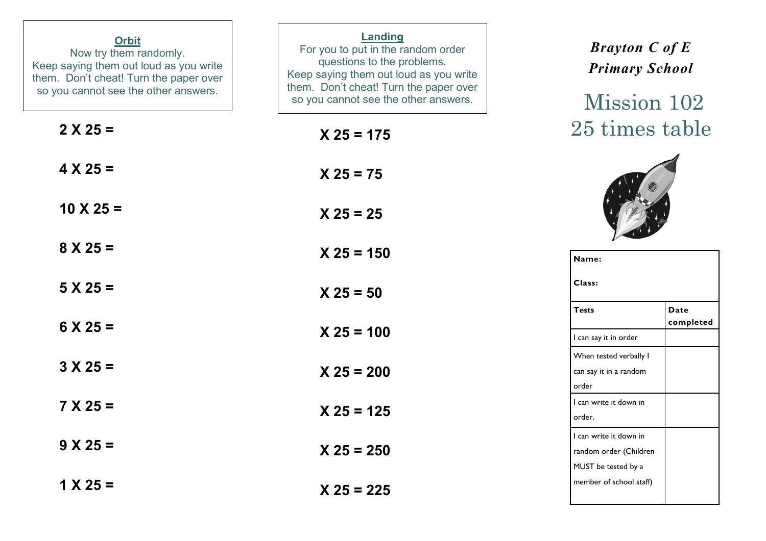**Orbit**

Now try them randomly.
Keep saying them out loud as you write them. Don't cheat! Turn the paper over so you cannot see the other answers.

**2 X 25 =**

**4 X 25 =**

**10 X 25 =**

**8 X 25 =**

**5 X 25 =**

**6 X 25 =**

**3 X 25 =**

**7 X 25 =**

**9 X 25 =**

**1 X 25 =**

**Landing**

For you to put in the random order questions to the problems.
Keep saying them out loud as you write them. Don't cheat! Turn the paper over so you cannot see the other answers.

**X 25 = 175**

**X 25 = 75**

**X 25 = 25**

**X 25 = 150**

**X 25 = 50**

**X 25 = 100**

**X 25 = 200**

**X 25 = 125**

**X 25 = 250**

**X 25 = 225**

***Brayton C of E Primary School***

# Mission 102
# 25 times table

**Name:**

**Class:**

| **Tests** | **Date completed** |
|---|---|
| I can say it in order | |
| When tested verbally I can say it in a random order | |
| I can write it down in order. | |
| I can write it down in random order (Children MUST be tested by a member of school staff) | |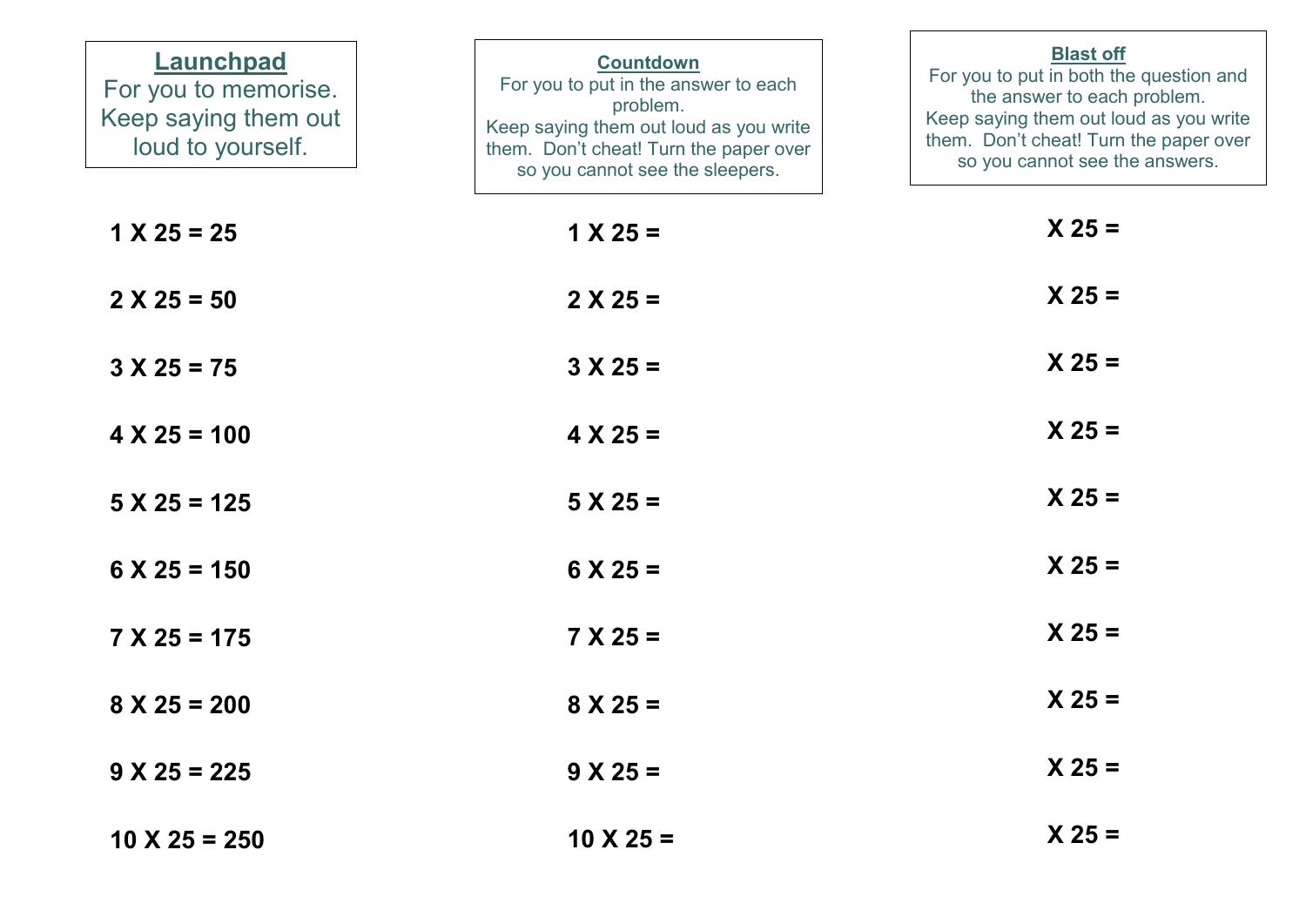**Launchpad**

For you to memorise. Keep saying them out loud to yourself.

**Countdown**

For you to put in the answer to each problem. Keep saying them out loud as you write them. Don't cheat! Turn the paper over so you cannot see the sleepers.

**Blast off**

For you to put in both the question and the answer to each problem. Keep saying them out loud as you write them. Don't cheat! Turn the paper over so you cannot see the answers.

| Launchpad | Countdown | Blast off |
| --- | --- | --- |
| **1 X 25 = 25** | **1 X 25 =** | **X 25 =** |
| **2 X 25 = 50** | **2 X 25 =** | **X 25 =** |
| **3 X 25 = 75** | **3 X 25 =** | **X 25 =** |
| **4 X 25 = 100** | **4 X 25 =** | **X 25 =** |
| **5 X 25 = 125** | **5 X 25 =** | **X 25 =** |
| **6 X 25 = 150** | **6 X 25 =** | **X 25 =** |
| **7 X 25 = 175** | **7 X 25 =** | **X 25 =** |
| **8 X 25 = 200** | **8 X 25 =** | **X 25 =** |
| **9 X 25 = 225** | **9 X 25 =** | **X 25 =** |
| **10 X 25 = 250** | **10 X 25 =** | **X 25 =** |